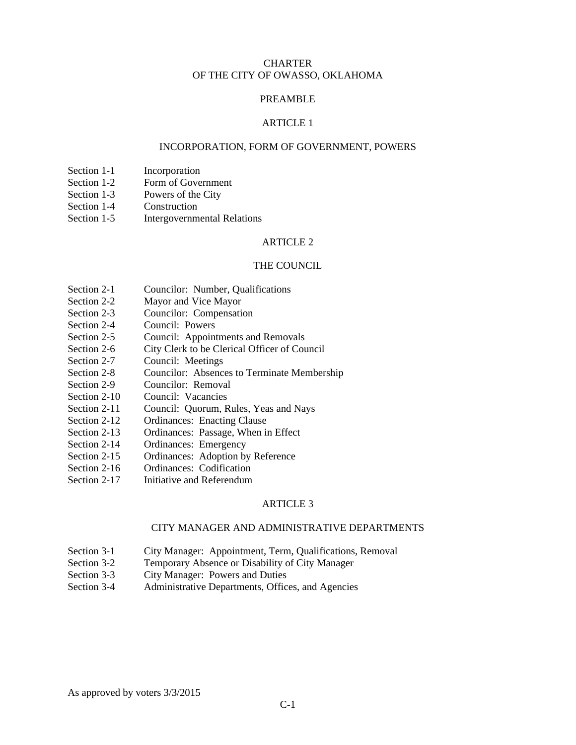# CHARTER
# OF THE CITY OF OWASSO, OKLAHOMA

## PREAMBLE

## ARTICLE 1

## INCORPORATION, FORM OF GOVERNMENT, POWERS

| | |
|---|---|
| Section 1-1 | Incorporation |
| Section 1-2 | Form of Government |
| Section 1-3 | Powers of the City |
| Section 1-4 | Construction |
| Section 1-5 | Intergovernmental Relations |

## ARTICLE 2

## THE COUNCIL

| | |
|---|---|
| Section 2-1 | Councilor: Number, Qualifications |
| Section 2-2 | Mayor and Vice Mayor |
| Section 2-3 | Councilor: Compensation |
| Section 2-4 | Council: Powers |
| Section 2-5 | Council: Appointments and Removals |
| Section 2-6 | City Clerk to be Clerical Officer of Council |
| Section 2-7 | Council: Meetings |
| Section 2-8 | Councilor: Absences to Terminate Membership |
| Section 2-9 | Councilor: Removal |
| Section 2-10 | Council: Vacancies |
| Section 2-11 | Council: Quorum, Rules, Yeas and Nays |
| Section 2-12 | Ordinances: Enacting Clause |
| Section 2-13 | Ordinances: Passage, When in Effect |
| Section 2-14 | Ordinances: Emergency |
| Section 2-15 | Ordinances: Adoption by Reference |
| Section 2-16 | Ordinances: Codification |
| Section 2-17 | Initiative and Referendum |

## ARTICLE 3

## CITY MANAGER AND ADMINISTRATIVE DEPARTMENTS

| | |
|---|---|
| Section 3-1 | City Manager: Appointment, Term, Qualifications, Removal |
| Section 3-2 | Temporary Absence or Disability of City Manager |
| Section 3-3 | City Manager: Powers and Duties |
| Section 3-4 | Administrative Departments, Offices, and Agencies |

As approved by voters 3/3/2015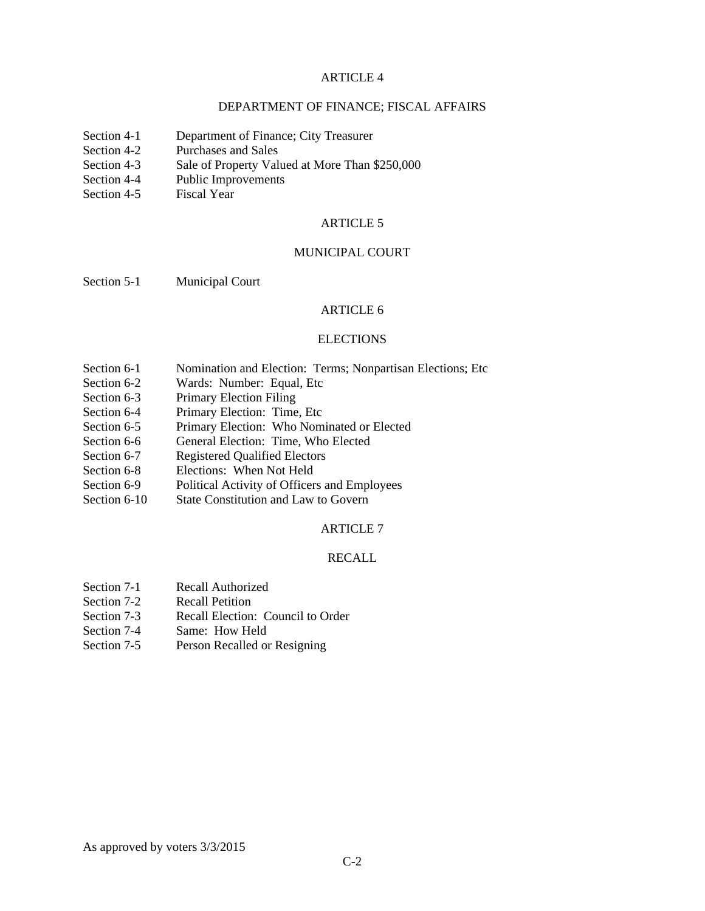## ARTICLE 4

## DEPARTMENT OF FINANCE; FISCAL AFFAIRS

Section 4-1 Department of Finance; City Treasurer
Section 4-2 Purchases and Sales
Section 4-3 Sale of Property Valued at More Than $250,000
Section 4-4 Public Improvements
Section 4-5 Fiscal Year

## ARTICLE 5

## MUNICIPAL COURT

Section 5-1 Municipal Court

## ARTICLE 6

## ELECTIONS

Section 6-1 Nomination and Election: Terms; Nonpartisan Elections; Etc
Section 6-2 Wards: Number: Equal, Etc
Section 6-3 Primary Election Filing
Section 6-4 Primary Election: Time, Etc
Section 6-5 Primary Election: Who Nominated or Elected
Section 6-6 General Election: Time, Who Elected
Section 6-7 Registered Qualified Electors
Section 6-8 Elections: When Not Held
Section 6-9 Political Activity of Officers and Employees
Section 6-10 State Constitution and Law to Govern

## ARTICLE 7

## RECALL

Section 7-1 Recall Authorized
Section 7-2 Recall Petition
Section 7-3 Recall Election: Council to Order
Section 7-4 Same: How Held
Section 7-5 Person Recalled or Resigning

As approved by voters 3/3/2015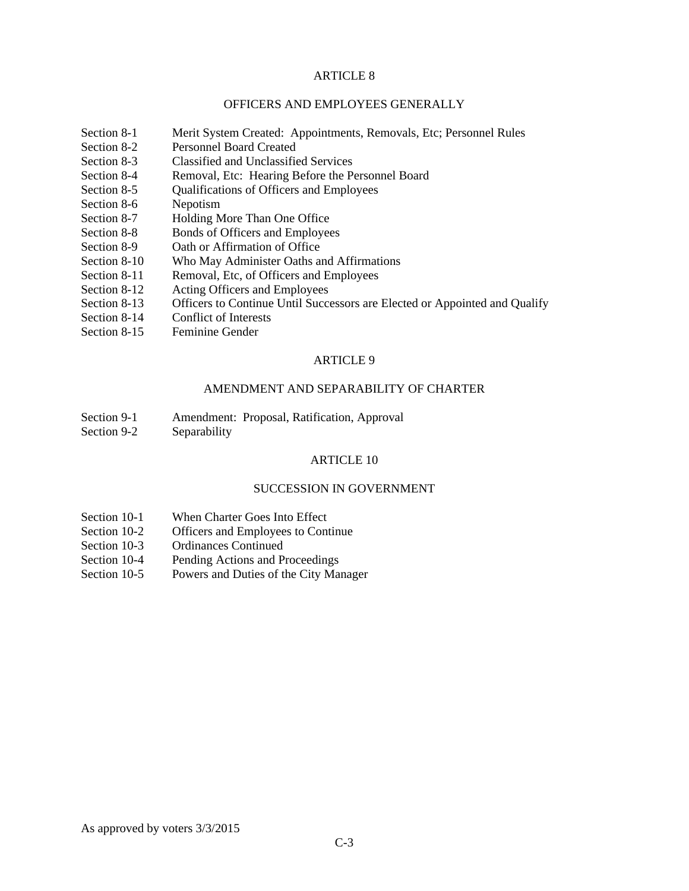## ARTICLE 8

### OFFICERS AND EMPLOYEES GENERALLY

| | |
|---|---|
| Section 8-1 | Merit System Created: Appointments, Removals, Etc; Personnel Rules |
| Section 8-2 | Personnel Board Created |
| Section 8-3 | Classified and Unclassified Services |
| Section 8-4 | Removal, Etc: Hearing Before the Personnel Board |
| Section 8-5 | Qualifications of Officers and Employees |
| Section 8-6 | Nepotism |
| Section 8-7 | Holding More Than One Office |
| Section 8-8 | Bonds of Officers and Employees |
| Section 8-9 | Oath or Affirmation of Office |
| Section 8-10 | Who May Administer Oaths and Affirmations |
| Section 8-11 | Removal, Etc, of Officers and Employees |
| Section 8-12 | Acting Officers and Employees |
| Section 8-13 | Officers to Continue Until Successors are Elected or Appointed and Qualify |
| Section 8-14 | Conflict of Interests |
| Section 8-15 | Feminine Gender |

## ARTICLE 9

### AMENDMENT AND SEPARABILITY OF CHARTER

| | |
|---|---|
| Section 9-1 | Amendment: Proposal, Ratification, Approval |
| Section 9-2 | Separability |

## ARTICLE 10

### SUCCESSION IN GOVERNMENT

| | |
|---|---|
| Section 10-1 | When Charter Goes Into Effect |
| Section 10-2 | Officers and Employees to Continue |
| Section 10-3 | Ordinances Continued |
| Section 10-4 | Pending Actions and Proceedings |
| Section 10-5 | Powers and Duties of the City Manager |

As approved by voters 3/3/2015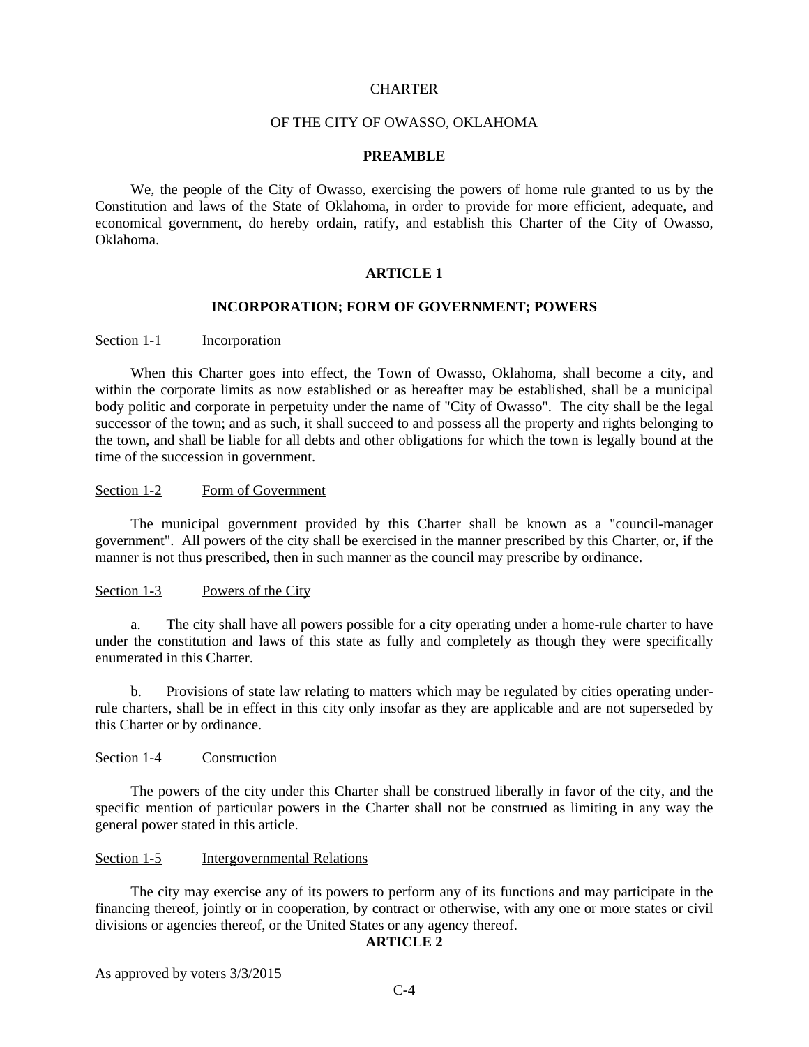CHARTER

OF THE CITY OF OWASSO, OKLAHOMA

## PREAMBLE

We, the people of the City of Owasso, exercising the powers of home rule granted to us by the Constitution and laws of the State of Oklahoma, in order to provide for more efficient, adequate, and economical government, do hereby ordain, ratify, and establish this Charter of the City of Owasso, Oklahoma.

## ARTICLE 1

## INCORPORATION; FORM OF GOVERNMENT; POWERS

Section 1-1 Incorporation

When this Charter goes into effect, the Town of Owasso, Oklahoma, shall become a city, and within the corporate limits as now established or as hereafter may be established, shall be a municipal body politic and corporate in perpetuity under the name of "City of Owasso". The city shall be the legal successor of the town; and as such, it shall succeed to and possess all the property and rights belonging to the town, and shall be liable for all debts and other obligations for which the town is legally bound at the time of the succession in government.

Section 1-2 Form of Government

The municipal government provided by this Charter shall be known as a "council-manager government". All powers of the city shall be exercised in the manner prescribed by this Charter, or, if the manner is not thus prescribed, then in such manner as the council may prescribe by ordinance.

Section 1-3 Powers of the City

a. The city shall have all powers possible for a city operating under a home-rule charter to have under the constitution and laws of this state as fully and completely as though they were specifically enumerated in this Charter.

b. Provisions of state law relating to matters which may be regulated by cities operating under-rule charters, shall be in effect in this city only insofar as they are applicable and are not superseded by this Charter or by ordinance.

Section 1-4 Construction

The powers of the city under this Charter shall be construed liberally in favor of the city, and the specific mention of particular powers in the Charter shall not be construed as limiting in any way the general power stated in this article.

Section 1-5 Intergovernmental Relations

The city may exercise any of its powers to perform any of its functions and may participate in the financing thereof, jointly or in cooperation, by contract or otherwise, with any one or more states or civil divisions or agencies thereof, or the United States or any agency thereof.

## ARTICLE 2

As approved by voters 3/3/2015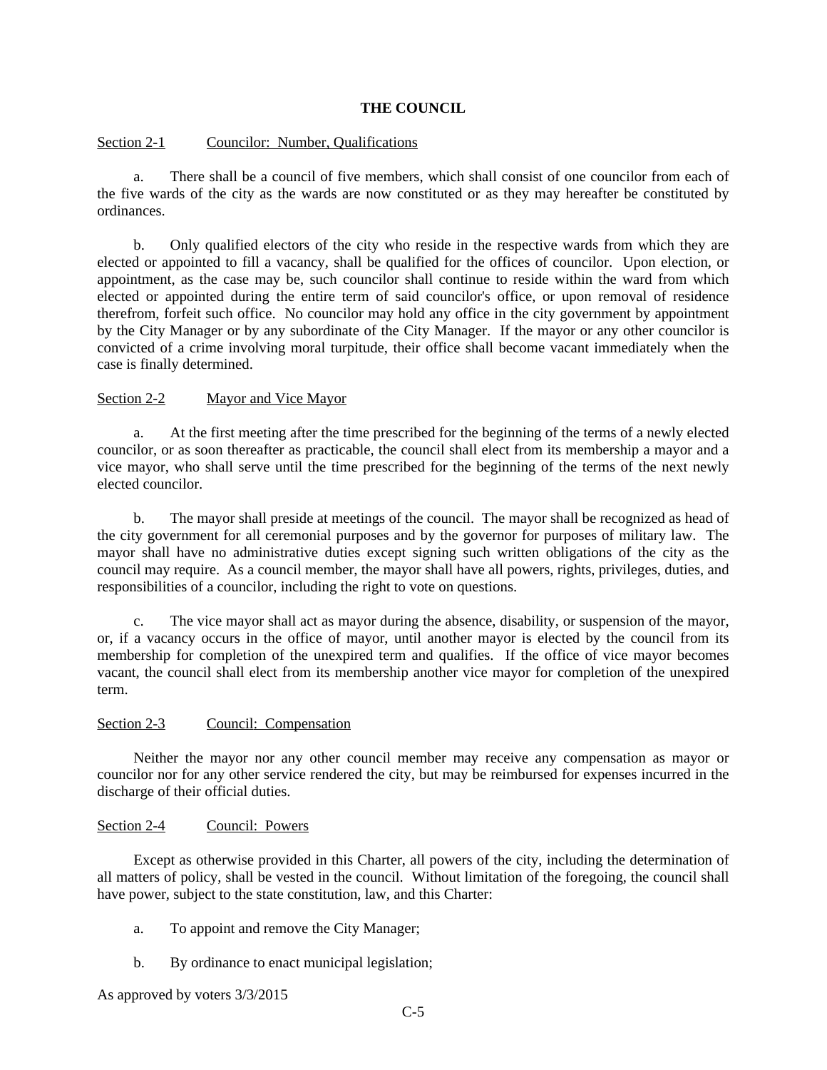## THE COUNCIL

Section 2-1 Councilor: Number, Qualifications

a. There shall be a council of five members, which shall consist of one councilor from each of the five wards of the city as the wards are now constituted or as they may hereafter be constituted by ordinances.

b. Only qualified electors of the city who reside in the respective wards from which they are elected or appointed to fill a vacancy, shall be qualified for the offices of councilor. Upon election, or appointment, as the case may be, such councilor shall continue to reside within the ward from which elected or appointed during the entire term of said councilor's office, or upon removal of residence therefrom, forfeit such office. No councilor may hold any office in the city government by appointment by the City Manager or by any subordinate of the City Manager. If the mayor or any other councilor is convicted of a crime involving moral turpitude, their office shall become vacant immediately when the case is finally determined.

Section 2-2 Mayor and Vice Mayor

a. At the first meeting after the time prescribed for the beginning of the terms of a newly elected councilor, or as soon thereafter as practicable, the council shall elect from its membership a mayor and a vice mayor, who shall serve until the time prescribed for the beginning of the terms of the next newly elected councilor.

b. The mayor shall preside at meetings of the council. The mayor shall be recognized as head of the city government for all ceremonial purposes and by the governor for purposes of military law. The mayor shall have no administrative duties except signing such written obligations of the city as the council may require. As a council member, the mayor shall have all powers, rights, privileges, duties, and responsibilities of a councilor, including the right to vote on questions.

c. The vice mayor shall act as mayor during the absence, disability, or suspension of the mayor, or, if a vacancy occurs in the office of mayor, until another mayor is elected by the council from its membership for completion of the unexpired term and qualifies. If the office of vice mayor becomes vacant, the council shall elect from its membership another vice mayor for completion of the unexpired term.

Section 2-3 Council: Compensation

Neither the mayor nor any other council member may receive any compensation as mayor or councilor nor for any other service rendered the city, but may be reimbursed for expenses incurred in the discharge of their official duties.

Section 2-4 Council: Powers

Except as otherwise provided in this Charter, all powers of the city, including the determination of all matters of policy, shall be vested in the council. Without limitation of the foregoing, the council shall have power, subject to the state constitution, law, and this Charter:

a. To appoint and remove the City Manager;

b. By ordinance to enact municipal legislation;

As approved by voters 3/3/2015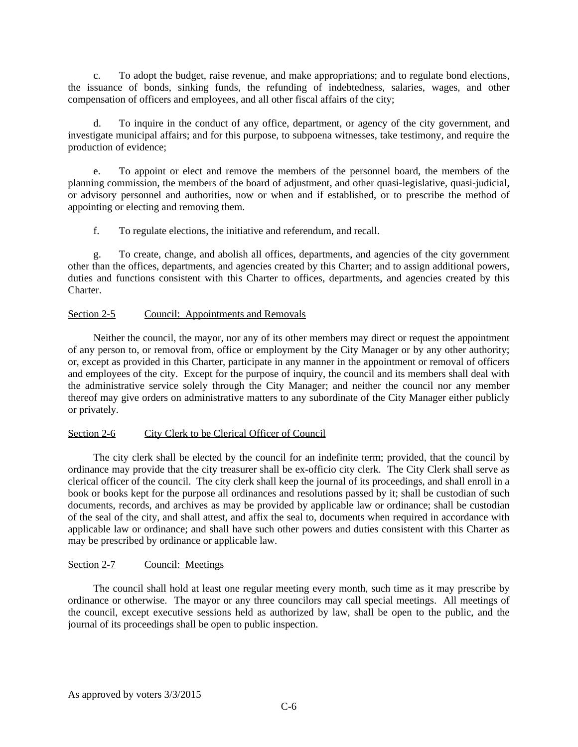c. To adopt the budget, raise revenue, and make appropriations; and to regulate bond elections, the issuance of bonds, sinking funds, the refunding of indebtedness, salaries, wages, and other compensation of officers and employees, and all other fiscal affairs of the city;

d. To inquire in the conduct of any office, department, or agency of the city government, and investigate municipal affairs; and for this purpose, to subpoena witnesses, take testimony, and require the production of evidence;

e. To appoint or elect and remove the members of the personnel board, the members of the planning commission, the members of the board of adjustment, and other quasi-legislative, quasi-judicial, or advisory personnel and authorities, now or when and if established, or to prescribe the method of appointing or electing and removing them.

f. To regulate elections, the initiative and referendum, and recall.

g. To create, change, and abolish all offices, departments, and agencies of the city government other than the offices, departments, and agencies created by this Charter; and to assign additional powers, duties and functions consistent with this Charter to offices, departments, and agencies created by this Charter.

## Section 2-5 Council: Appointments and Removals

Neither the council, the mayor, nor any of its other members may direct or request the appointment of any person to, or removal from, office or employment by the City Manager or by any other authority; or, except as provided in this Charter, participate in any manner in the appointment or removal of officers and employees of the city. Except for the purpose of inquiry, the council and its members shall deal with the administrative service solely through the City Manager; and neither the council nor any member thereof may give orders on administrative matters to any subordinate of the City Manager either publicly or privately.

## Section 2-6 City Clerk to be Clerical Officer of Council

The city clerk shall be elected by the council for an indefinite term; provided, that the council by ordinance may provide that the city treasurer shall be ex-officio city clerk. The City Clerk shall serve as clerical officer of the council. The city clerk shall keep the journal of its proceedings, and shall enroll in a book or books kept for the purpose all ordinances and resolutions passed by it; shall be custodian of such documents, records, and archives as may be provided by applicable law or ordinance; shall be custodian of the seal of the city, and shall attest, and affix the seal to, documents when required in accordance with applicable law or ordinance; and shall have such other powers and duties consistent with this Charter as may be prescribed by ordinance or applicable law.

## Section 2-7 Council: Meetings

The council shall hold at least one regular meeting every month, such time as it may prescribe by ordinance or otherwise. The mayor or any three councilors may call special meetings. All meetings of the council, except executive sessions held as authorized by law, shall be open to the public, and the journal of its proceedings shall be open to public inspection.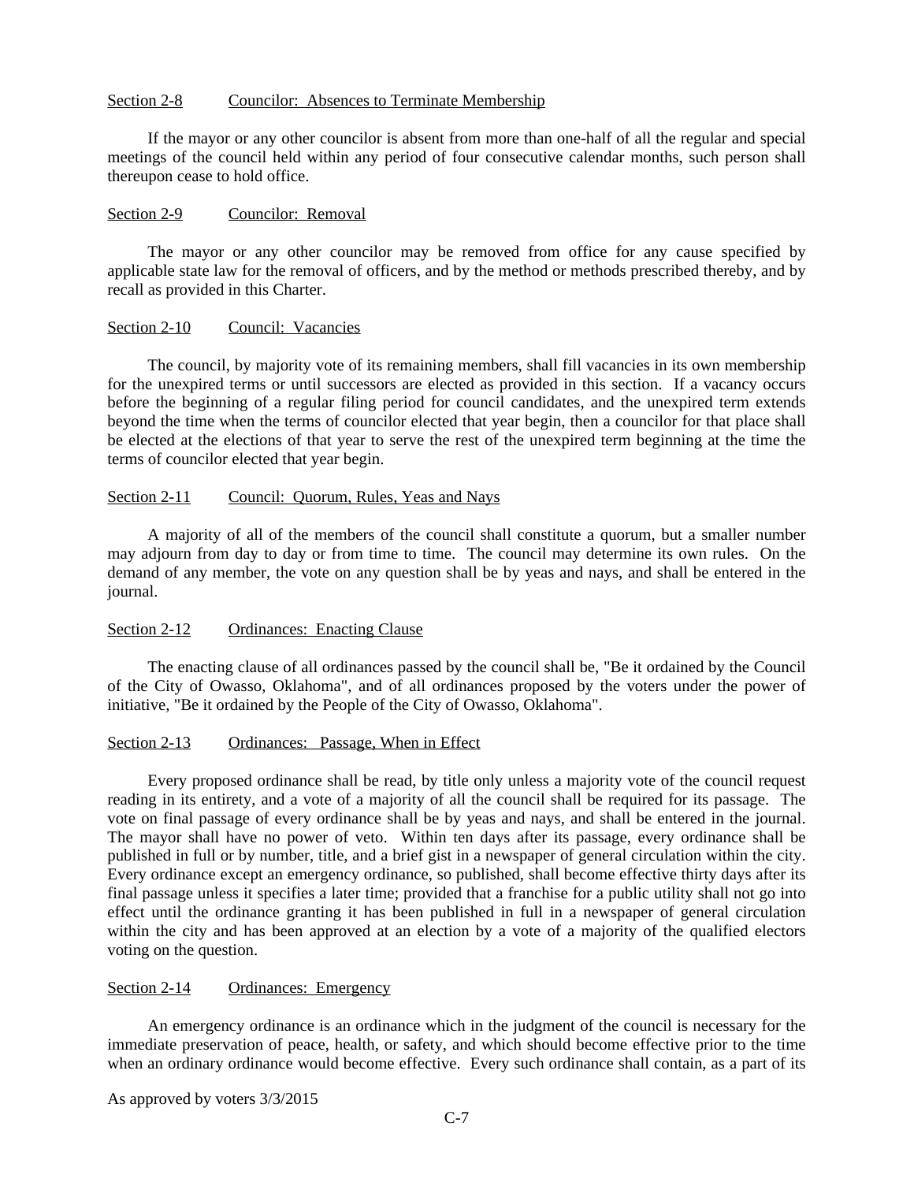Section 2-8 Councilor: Absences to Terminate Membership

If the mayor or any other councilor is absent from more than one-half of all the regular and special meetings of the council held within any period of four consecutive calendar months, such person shall thereupon cease to hold office.

Section 2-9 Councilor: Removal

The mayor or any other councilor may be removed from office for any cause specified by applicable state law for the removal of officers, and by the method or methods prescribed thereby, and by recall as provided in this Charter.

Section 2-10 Council: Vacancies

The council, by majority vote of its remaining members, shall fill vacancies in its own membership for the unexpired terms or until successors are elected as provided in this section. If a vacancy occurs before the beginning of a regular filing period for council candidates, and the unexpired term extends beyond the time when the terms of councilor elected that year begin, then a councilor for that place shall be elected at the elections of that year to serve the rest of the unexpired term beginning at the time the terms of councilor elected that year begin.

Section 2-11 Council: Quorum, Rules, Yeas and Nays

A majority of all of the members of the council shall constitute a quorum, but a smaller number may adjourn from day to day or from time to time. The council may determine its own rules. On the demand of any member, the vote on any question shall be by yeas and nays, and shall be entered in the journal.

Section 2-12 Ordinances: Enacting Clause

The enacting clause of all ordinances passed by the council shall be, "Be it ordained by the Council of the City of Owasso, Oklahoma", and of all ordinances proposed by the voters under the power of initiative, "Be it ordained by the People of the City of Owasso, Oklahoma".

Section 2-13 Ordinances: Passage, When in Effect

Every proposed ordinance shall be read, by title only unless a majority vote of the council request reading in its entirety, and a vote of a majority of all the council shall be required for its passage. The vote on final passage of every ordinance shall be by yeas and nays, and shall be entered in the journal. The mayor shall have no power of veto. Within ten days after its passage, every ordinance shall be published in full or by number, title, and a brief gist in a newspaper of general circulation within the city. Every ordinance except an emergency ordinance, so published, shall become effective thirty days after its final passage unless it specifies a later time; provided that a franchise for a public utility shall not go into effect until the ordinance granting it has been published in full in a newspaper of general circulation within the city and has been approved at an election by a vote of a majority of the qualified electors voting on the question.

Section 2-14 Ordinances: Emergency

An emergency ordinance is an ordinance which in the judgment of the council is necessary for the immediate preservation of peace, health, or safety, and which should become effective prior to the time when an ordinary ordinance would become effective. Every such ordinance shall contain, as a part of its

As approved by voters 3/3/2015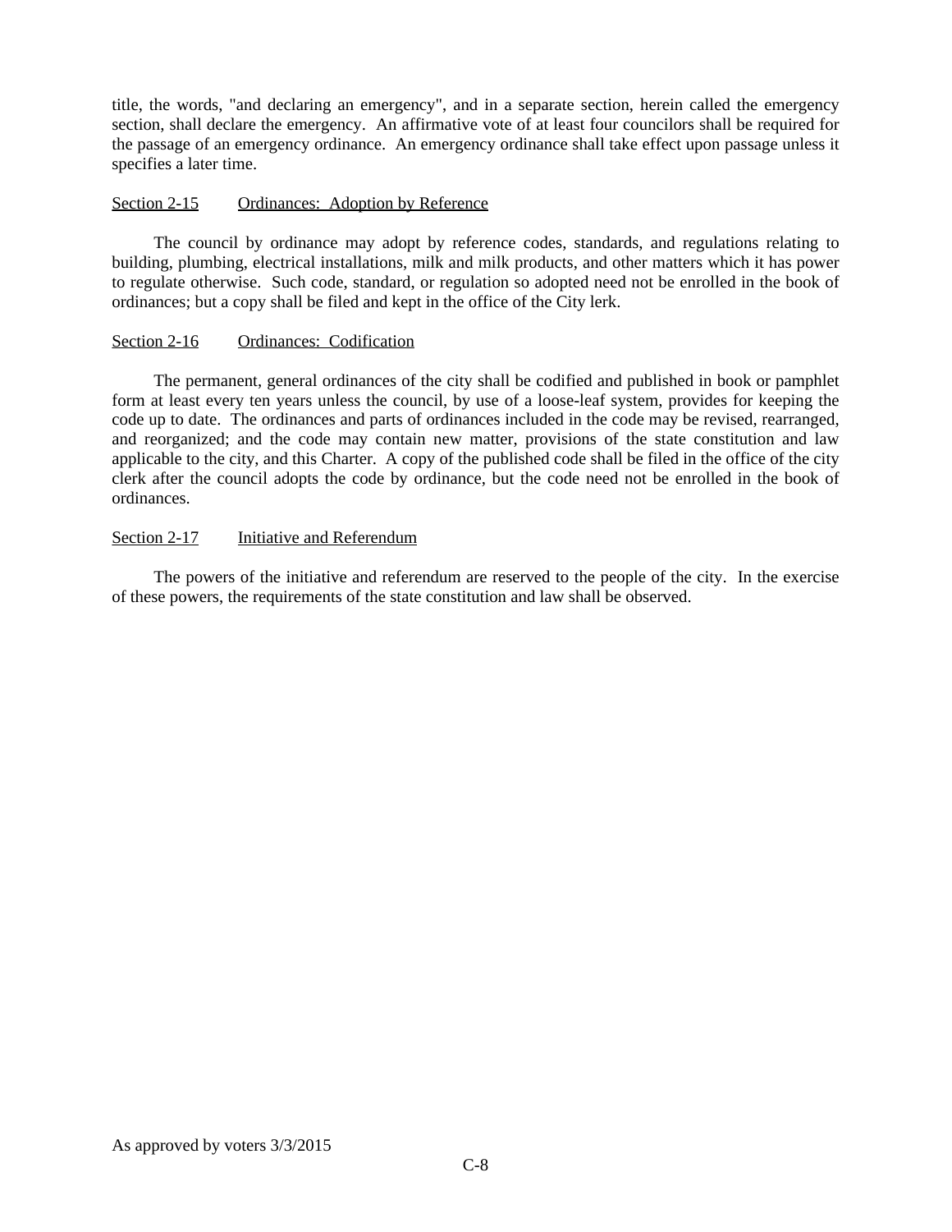title, the words, "and declaring an emergency", and in a separate section, herein called the emergency section, shall declare the emergency. An affirmative vote of at least four councilors shall be required for the passage of an emergency ordinance. An emergency ordinance shall take effect upon passage unless it specifies a later time.

<u>Section 2-15</u> <u>Ordinances: Adoption by Reference</u>

The council by ordinance may adopt by reference codes, standards, and regulations relating to building, plumbing, electrical installations, milk and milk products, and other matters which it has power to regulate otherwise. Such code, standard, or regulation so adopted need not be enrolled in the book of ordinances; but a copy shall be filed and kept in the office of the City lerk.

<u>Section 2-16</u> <u>Ordinances: Codification</u>

The permanent, general ordinances of the city shall be codified and published in book or pamphlet form at least every ten years unless the council, by use of a loose-leaf system, provides for keeping the code up to date. The ordinances and parts of ordinances included in the code may be revised, rearranged, and reorganized; and the code may contain new matter, provisions of the state constitution and law applicable to the city, and this Charter. A copy of the published code shall be filed in the office of the city clerk after the council adopts the code by ordinance, but the code need not be enrolled in the book of ordinances.

<u>Section 2-17</u> <u>Initiative and Referendum</u>

The powers of the initiative and referendum are reserved to the people of the city. In the exercise of these powers, the requirements of the state constitution and law shall be observed.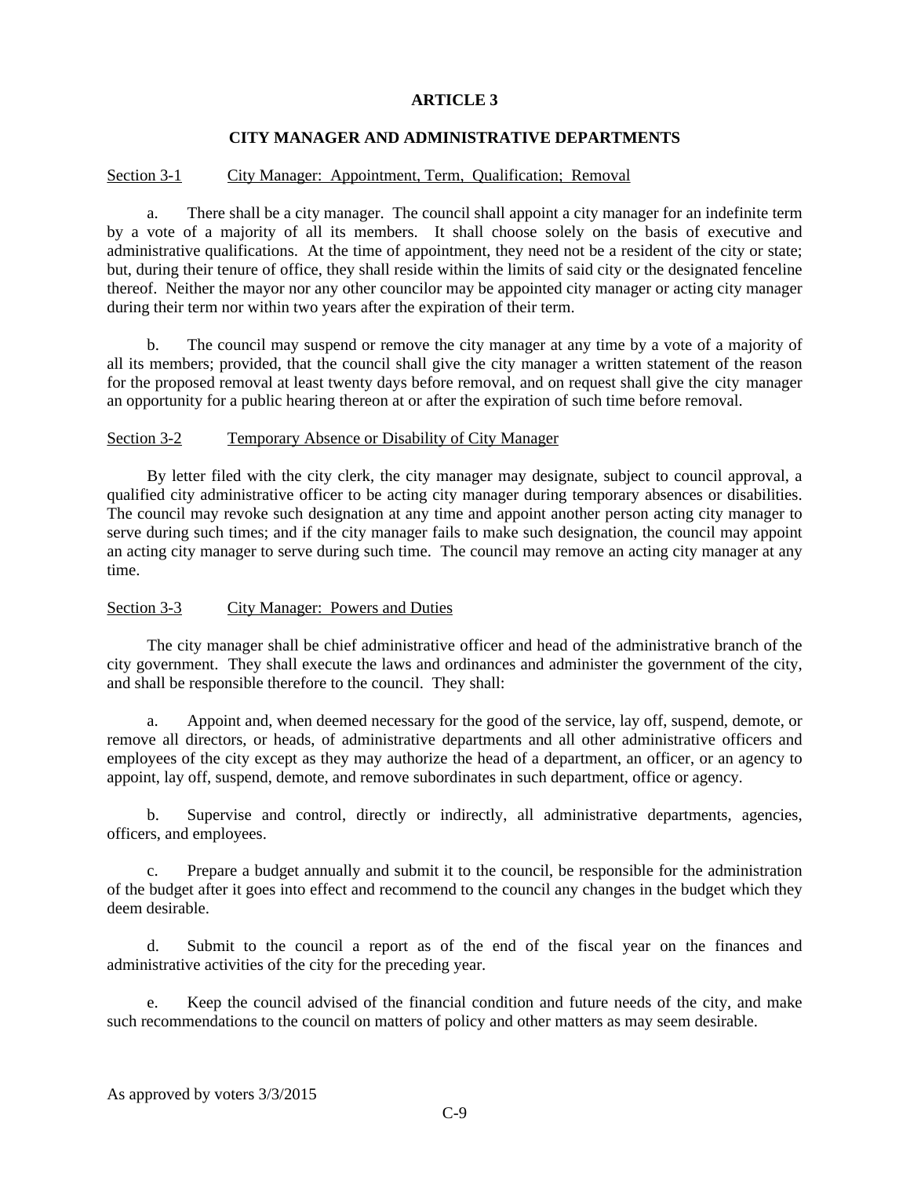# ARTICLE 3

## CITY MANAGER AND ADMINISTRATIVE DEPARTMENTS

### Section 3-1 City Manager: Appointment, Term, Qualification; Removal

a. There shall be a city manager. The council shall appoint a city manager for an indefinite term by a vote of a majority of all its members. It shall choose solely on the basis of executive and administrative qualifications. At the time of appointment, they need not be a resident of the city or state; but, during their tenure of office, they shall reside within the limits of said city or the designated fenceline thereof. Neither the mayor nor any other councilor may be appointed city manager or acting city manager during their term nor within two years after the expiration of their term.

b. The council may suspend or remove the city manager at any time by a vote of a majority of all its members; provided, that the council shall give the city manager a written statement of the reason for the proposed removal at least twenty days before removal, and on request shall give the city manager an opportunity for a public hearing thereon at or after the expiration of such time before removal.

### Section 3-2 Temporary Absence or Disability of City Manager

By letter filed with the city clerk, the city manager may designate, subject to council approval, a qualified city administrative officer to be acting city manager during temporary absences or disabilities. The council may revoke such designation at any time and appoint another person acting city manager to serve during such times; and if the city manager fails to make such designation, the council may appoint an acting city manager to serve during such time. The council may remove an acting city manager at any time.

### Section 3-3 City Manager: Powers and Duties

The city manager shall be chief administrative officer and head of the administrative branch of the city government. They shall execute the laws and ordinances and administer the government of the city, and shall be responsible therefore to the council. They shall:

a. Appoint and, when deemed necessary for the good of the service, lay off, suspend, demote, or remove all directors, or heads, of administrative departments and all other administrative officers and employees of the city except as they may authorize the head of a department, an officer, or an agency to appoint, lay off, suspend, demote, and remove subordinates in such department, office or agency.

b. Supervise and control, directly or indirectly, all administrative departments, agencies, officers, and employees.

c. Prepare a budget annually and submit it to the council, be responsible for the administration of the budget after it goes into effect and recommend to the council any changes in the budget which they deem desirable.

d. Submit to the council a report as of the end of the fiscal year on the finances and administrative activities of the city for the preceding year.

e. Keep the council advised of the financial condition and future needs of the city, and make such recommendations to the council on matters of policy and other matters as may seem desirable.

As approved by voters 3/3/2015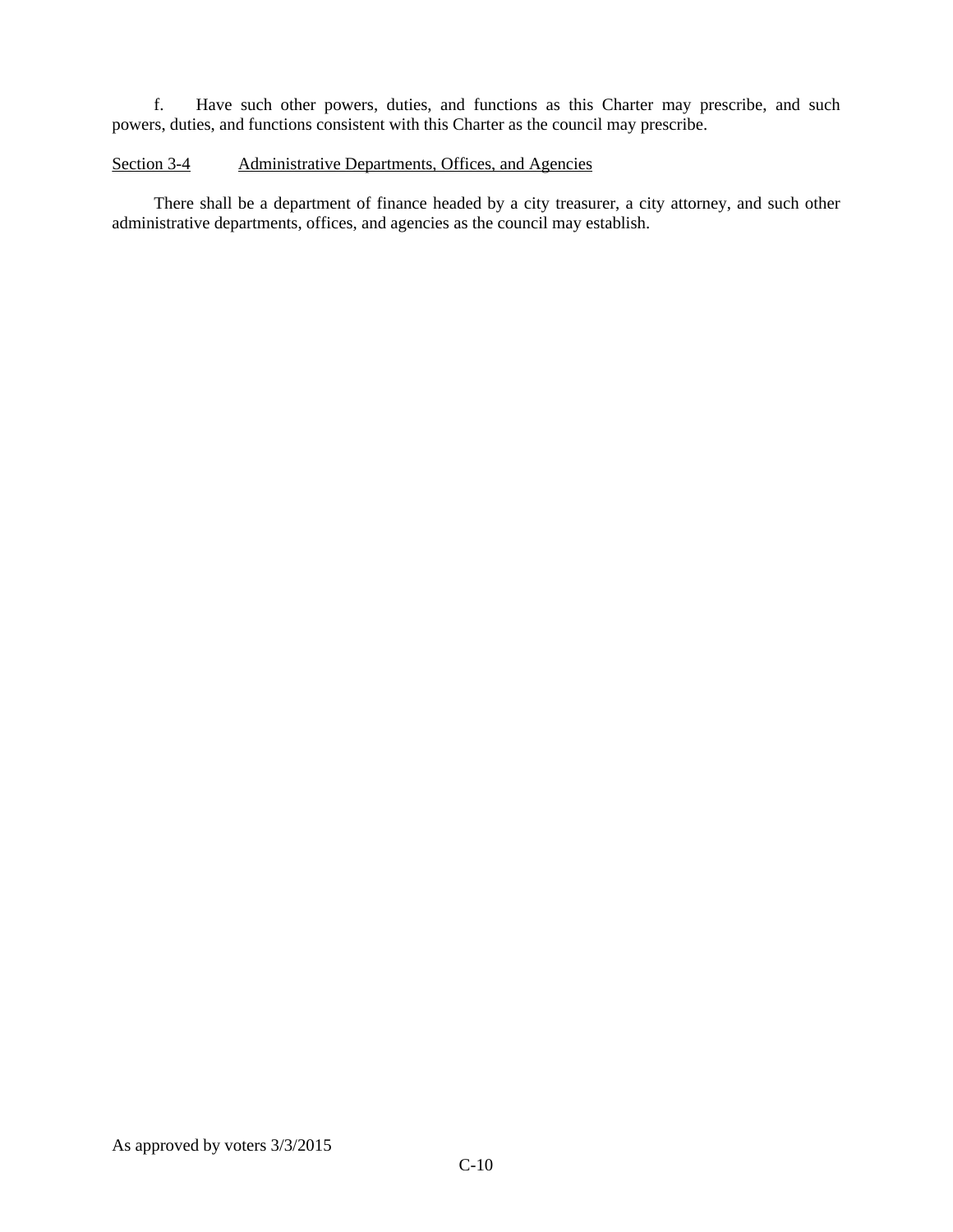f. Have such other powers, duties, and functions as this Charter may prescribe, and such powers, duties, and functions consistent with this Charter as the council may prescribe.

<u>Section 3-4</u> <u>Administrative Departments, Offices, and Agencies</u>

There shall be a department of finance headed by a city treasurer, a city attorney, and such other administrative departments, offices, and agencies as the council may establish.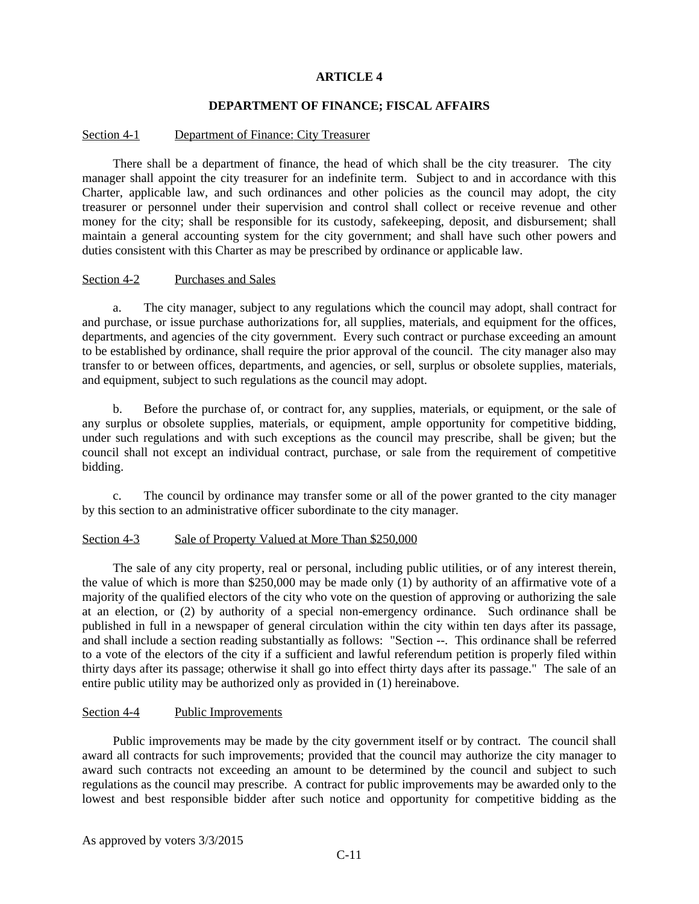# ARTICLE 4

## DEPARTMENT OF FINANCE; FISCAL AFFAIRS

### Section 4-1 Department of Finance: City Treasurer

There shall be a department of finance, the head of which shall be the city treasurer. The city manager shall appoint the city treasurer for an indefinite term. Subject to and in accordance with this Charter, applicable law, and such ordinances and other policies as the council may adopt, the city treasurer or personnel under their supervision and control shall collect or receive revenue and other money for the city; shall be responsible for its custody, safekeeping, deposit, and disbursement; shall maintain a general accounting system for the city government; and shall have such other powers and duties consistent with this Charter as may be prescribed by ordinance or applicable law.

### Section 4-2 Purchases and Sales

a. The city manager, subject to any regulations which the council may adopt, shall contract for and purchase, or issue purchase authorizations for, all supplies, materials, and equipment for the offices, departments, and agencies of the city government. Every such contract or purchase exceeding an amount to be established by ordinance, shall require the prior approval of the council. The city manager also may transfer to or between offices, departments, and agencies, or sell, surplus or obsolete supplies, materials, and equipment, subject to such regulations as the council may adopt.

b. Before the purchase of, or contract for, any supplies, materials, or equipment, or the sale of any surplus or obsolete supplies, materials, or equipment, ample opportunity for competitive bidding, under such regulations and with such exceptions as the council may prescribe, shall be given; but the council shall not except an individual contract, purchase, or sale from the requirement of competitive bidding.

c. The council by ordinance may transfer some or all of the power granted to the city manager by this section to an administrative officer subordinate to the city manager.

### Section 4-3 Sale of Property Valued at More Than $250,000

The sale of any city property, real or personal, including public utilities, or of any interest therein, the value of which is more than $250,000 may be made only (1) by authority of an affirmative vote of a majority of the qualified electors of the city who vote on the question of approving or authorizing the sale at an election, or (2) by authority of a special non-emergency ordinance. Such ordinance shall be published in full in a newspaper of general circulation within the city within ten days after its passage, and shall include a section reading substantially as follows: "Section --. This ordinance shall be referred to a vote of the electors of the city if a sufficient and lawful referendum petition is properly filed within thirty days after its passage; otherwise it shall go into effect thirty days after its passage." The sale of an entire public utility may be authorized only as provided in (1) hereinabove.

### Section 4-4 Public Improvements

Public improvements may be made by the city government itself or by contract. The council shall award all contracts for such improvements; provided that the council may authorize the city manager to award such contracts not exceeding an amount to be determined by the council and subject to such regulations as the council may prescribe. A contract for public improvements may be awarded only to the lowest and best responsible bidder after such notice and opportunity for competitive bidding as the

As approved by voters 3/3/2015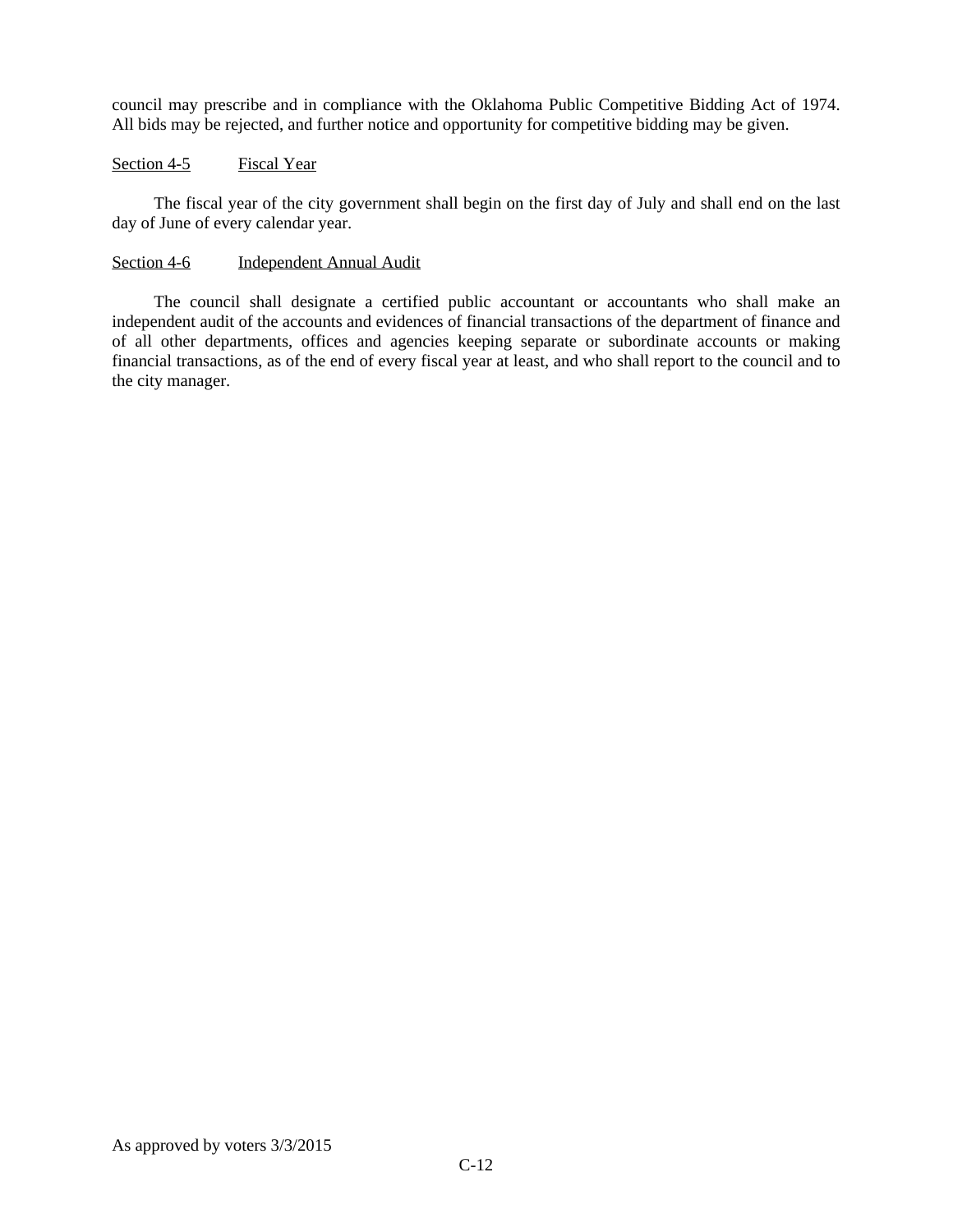council may prescribe and in compliance with the Oklahoma Public Competitive Bidding Act of 1974. All bids may be rejected, and further notice and opportunity for competitive bidding may be given.

### Section 4-5 Fiscal Year

The fiscal year of the city government shall begin on the first day of July and shall end on the last day of June of every calendar year.

### Section 4-6 Independent Annual Audit

The council shall designate a certified public accountant or accountants who shall make an independent audit of the accounts and evidences of financial transactions of the department of finance and of all other departments, offices and agencies keeping separate or subordinate accounts or making financial transactions, as of the end of every fiscal year at least, and who shall report to the council and to the city manager.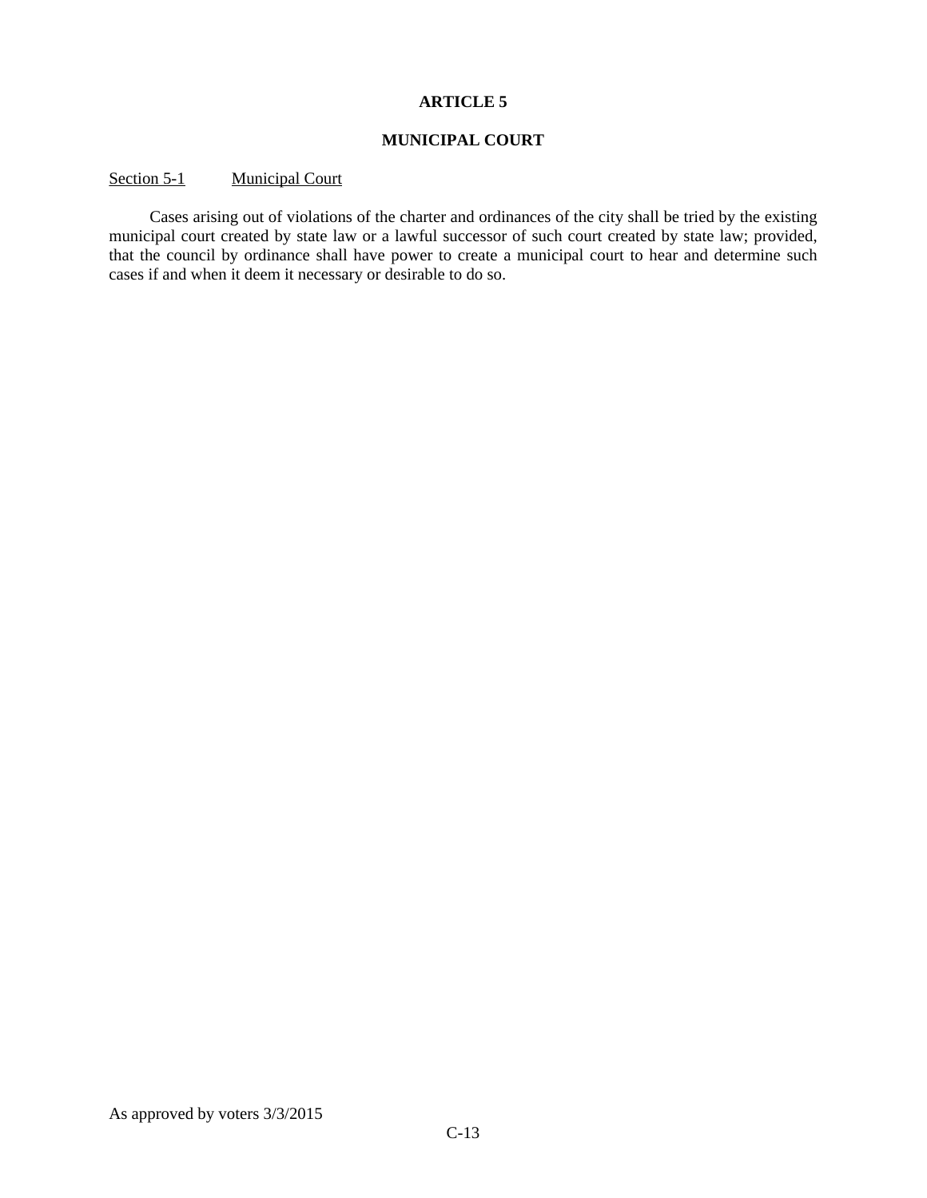# ARTICLE 5

## MUNICIPAL COURT

Section 5-1 Municipal Court

Cases arising out of violations of the charter and ordinances of the city shall be tried by the existing municipal court created by state law or a lawful successor of such court created by state law; provided, that the council by ordinance shall have power to create a municipal court to hear and determine such cases if and when it deem it necessary or desirable to do so.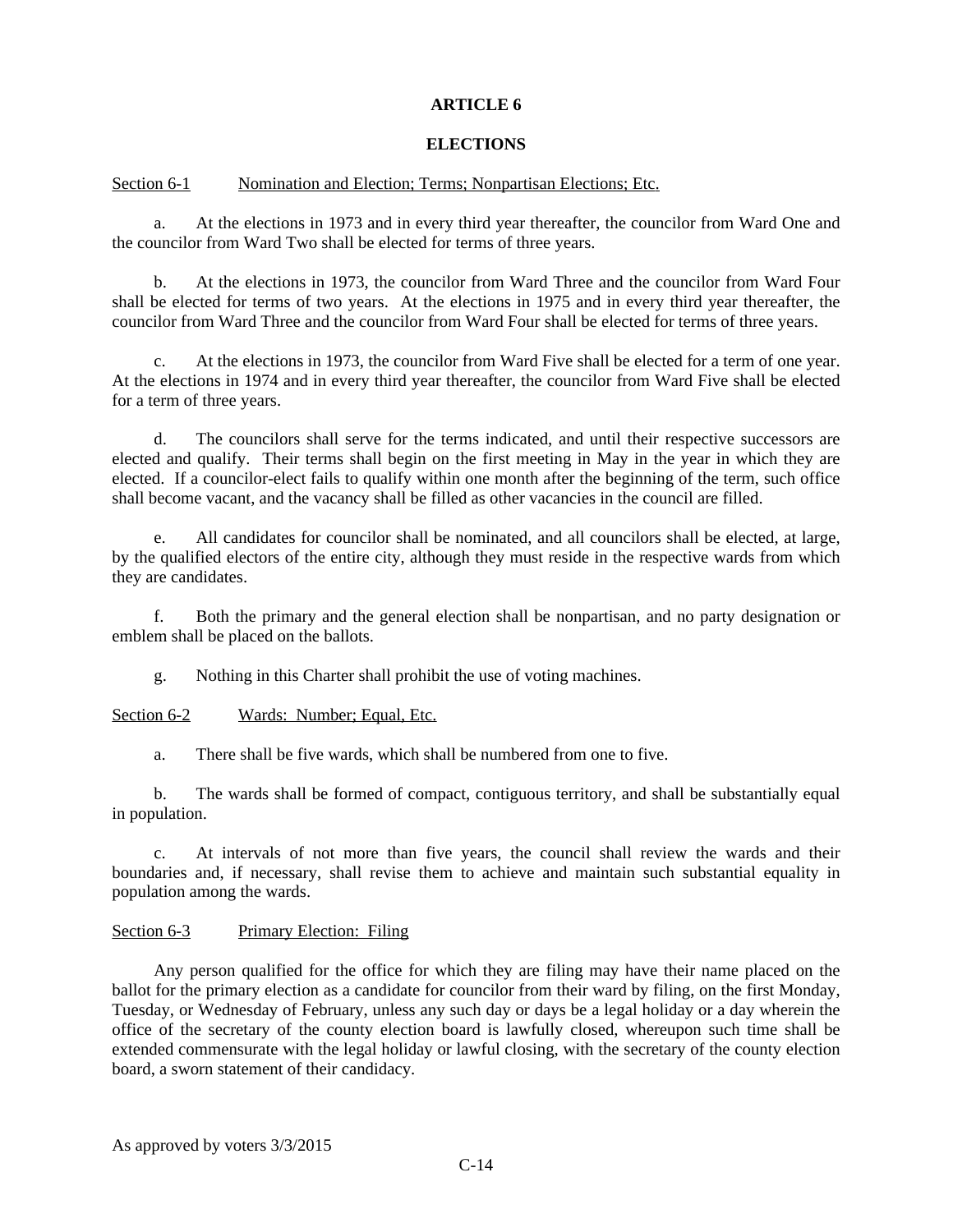## ARTICLE 6

## ELECTIONS

Section 6-1 Nomination and Election; Terms; Nonpartisan Elections; Etc.

a. At the elections in 1973 and in every third year thereafter, the councilor from Ward One and the councilor from Ward Two shall be elected for terms of three years.

b. At the elections in 1973, the councilor from Ward Three and the councilor from Ward Four shall be elected for terms of two years. At the elections in 1975 and in every third year thereafter, the councilor from Ward Three and the councilor from Ward Four shall be elected for terms of three years.

c. At the elections in 1973, the councilor from Ward Five shall be elected for a term of one year. At the elections in 1974 and in every third year thereafter, the councilor from Ward Five shall be elected for a term of three years.

d. The councilors shall serve for the terms indicated, and until their respective successors are elected and qualify. Their terms shall begin on the first meeting in May in the year in which they are elected. If a councilor-elect fails to qualify within one month after the beginning of the term, such office shall become vacant, and the vacancy shall be filled as other vacancies in the council are filled.

e. All candidates for councilor shall be nominated, and all councilors shall be elected, at large, by the qualified electors of the entire city, although they must reside in the respective wards from which they are candidates.

f. Both the primary and the general election shall be nonpartisan, and no party designation or emblem shall be placed on the ballots.

g. Nothing in this Charter shall prohibit the use of voting machines.

Section 6-2 Wards: Number; Equal, Etc.

a. There shall be five wards, which shall be numbered from one to five.

b. The wards shall be formed of compact, contiguous territory, and shall be substantially equal in population.

c. At intervals of not more than five years, the council shall review the wards and their boundaries and, if necessary, shall revise them to achieve and maintain such substantial equality in population among the wards.

Section 6-3 Primary Election: Filing

Any person qualified for the office for which they are filing may have their name placed on the ballot for the primary election as a candidate for councilor from their ward by filing, on the first Monday, Tuesday, or Wednesday of February, unless any such day or days be a legal holiday or a day wherein the office of the secretary of the county election board is lawfully closed, whereupon such time shall be extended commensurate with the legal holiday or lawful closing, with the secretary of the county election board, a sworn statement of their candidacy.

As approved by voters 3/3/2015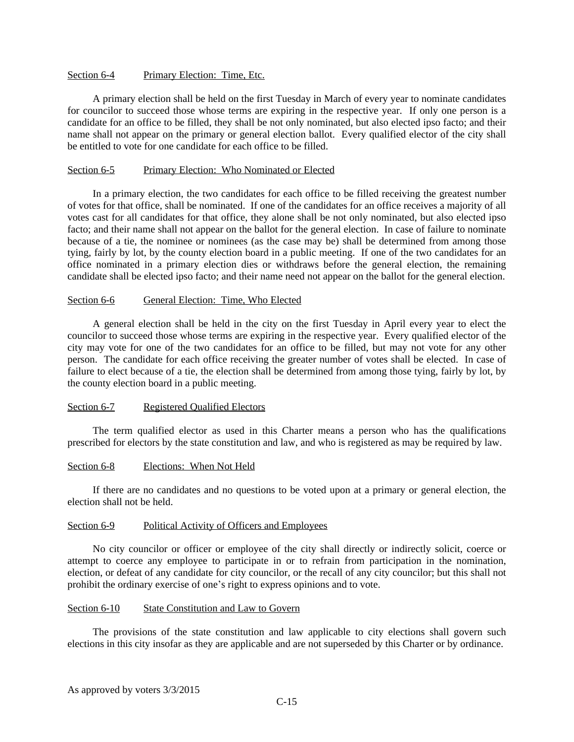### Section 6-4 Primary Election: Time, Etc.

A primary election shall be held on the first Tuesday in March of every year to nominate candidates for councilor to succeed those whose terms are expiring in the respective year. If only one person is a candidate for an office to be filled, they shall be not only nominated, but also elected ipso facto; and their name shall not appear on the primary or general election ballot. Every qualified elector of the city shall be entitled to vote for one candidate for each office to be filled.

### Section 6-5 Primary Election: Who Nominated or Elected

In a primary election, the two candidates for each office to be filled receiving the greatest number of votes for that office, shall be nominated. If one of the candidates for an office receives a majority of all votes cast for all candidates for that office, they alone shall be not only nominated, but also elected ipso facto; and their name shall not appear on the ballot for the general election. In case of failure to nominate because of a tie, the nominee or nominees (as the case may be) shall be determined from among those tying, fairly by lot, by the county election board in a public meeting. If one of the two candidates for an office nominated in a primary election dies or withdraws before the general election, the remaining candidate shall be elected ipso facto; and their name need not appear on the ballot for the general election.

### Section 6-6 General Election: Time, Who Elected

A general election shall be held in the city on the first Tuesday in April every year to elect the councilor to succeed those whose terms are expiring in the respective year. Every qualified elector of the city may vote for one of the two candidates for an office to be filled, but may not vote for any other person. The candidate for each office receiving the greater number of votes shall be elected. In case of failure to elect because of a tie, the election shall be determined from among those tying, fairly by lot, by the county election board in a public meeting.

### Section 6-7 Registered Qualified Electors

The term qualified elector as used in this Charter means a person who has the qualifications prescribed for electors by the state constitution and law, and who is registered as may be required by law.

### Section 6-8 Elections: When Not Held

If there are no candidates and no questions to be voted upon at a primary or general election, the election shall not be held.

### Section 6-9 Political Activity of Officers and Employees

No city councilor or officer or employee of the city shall directly or indirectly solicit, coerce or attempt to coerce any employee to participate in or to refrain from participation in the nomination, election, or defeat of any candidate for city councilor, or the recall of any city councilor; but this shall not prohibit the ordinary exercise of one's right to express opinions and to vote.

### Section 6-10 State Constitution and Law to Govern

The provisions of the state constitution and law applicable to city elections shall govern such elections in this city insofar as they are applicable and are not superseded by this Charter or by ordinance.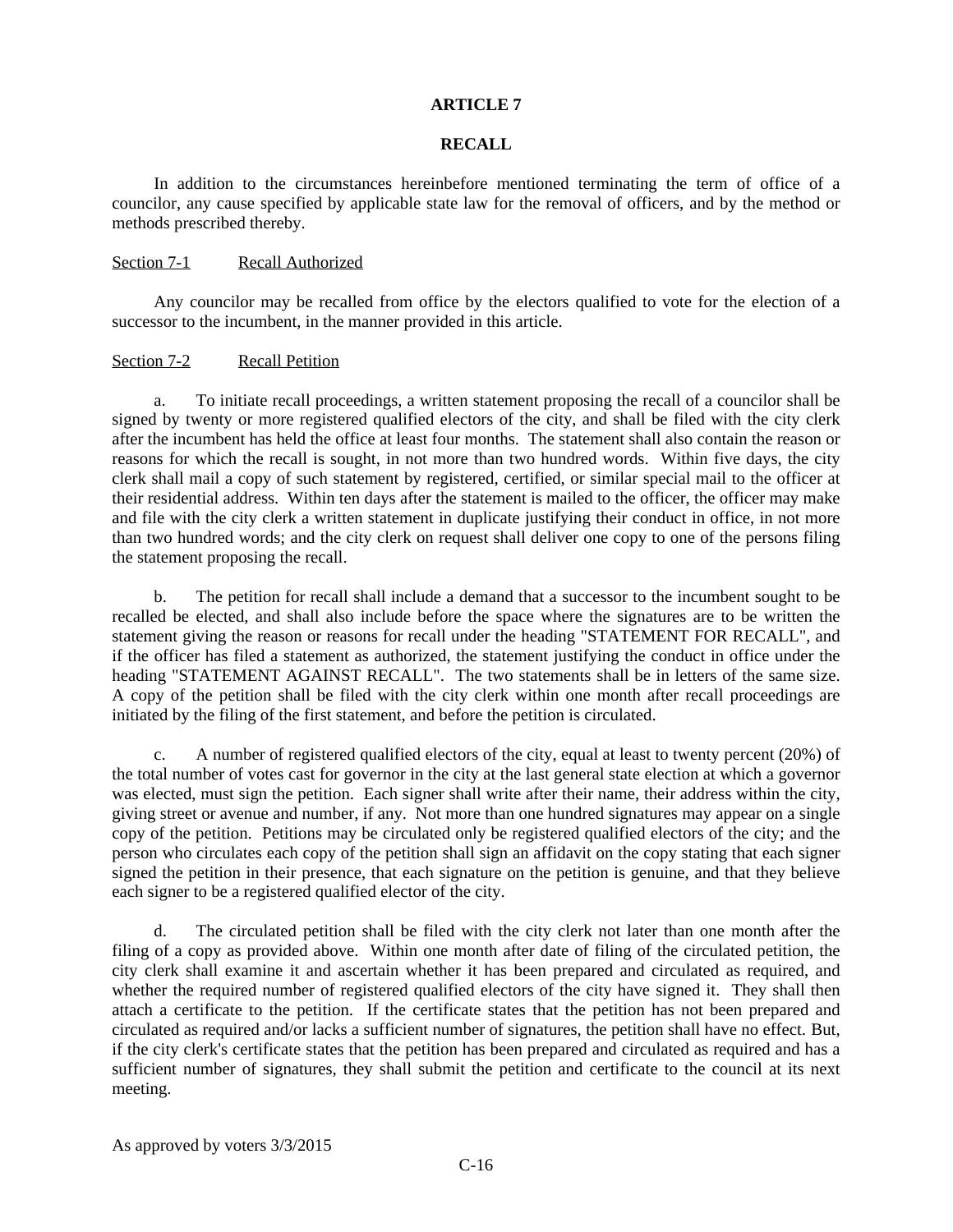## ARTICLE 7

## RECALL

In addition to the circumstances hereinbefore mentioned terminating the term of office of a councilor, any cause specified by applicable state law for the removal of officers, and by the method or methods prescribed thereby.

<u>Section 7-1</u> <u>Recall Authorized</u>

Any councilor may be recalled from office by the electors qualified to vote for the election of a successor to the incumbent, in the manner provided in this article.

<u>Section 7-2</u> <u>Recall Petition</u>

a. To initiate recall proceedings, a written statement proposing the recall of a councilor shall be signed by twenty or more registered qualified electors of the city, and shall be filed with the city clerk after the incumbent has held the office at least four months. The statement shall also contain the reason or reasons for which the recall is sought, in not more than two hundred words. Within five days, the city clerk shall mail a copy of such statement by registered, certified, or similar special mail to the officer at their residential address. Within ten days after the statement is mailed to the officer, the officer may make and file with the city clerk a written statement in duplicate justifying their conduct in office, in not more than two hundred words; and the city clerk on request shall deliver one copy to one of the persons filing the statement proposing the recall.

b. The petition for recall shall include a demand that a successor to the incumbent sought to be recalled be elected, and shall also include before the space where the signatures are to be written the statement giving the reason or reasons for recall under the heading "STATEMENT FOR RECALL", and if the officer has filed a statement as authorized, the statement justifying the conduct in office under the heading "STATEMENT AGAINST RECALL". The two statements shall be in letters of the same size. A copy of the petition shall be filed with the city clerk within one month after recall proceedings are initiated by the filing of the first statement, and before the petition is circulated.

c. A number of registered qualified electors of the city, equal at least to twenty percent (20%) of the total number of votes cast for governor in the city at the last general state election at which a governor was elected, must sign the petition. Each signer shall write after their name, their address within the city, giving street or avenue and number, if any. Not more than one hundred signatures may appear on a single copy of the petition. Petitions may be circulated only be registered qualified electors of the city; and the person who circulates each copy of the petition shall sign an affidavit on the copy stating that each signer signed the petition in their presence, that each signature on the petition is genuine, and that they believe each signer to be a registered qualified elector of the city.

d. The circulated petition shall be filed with the city clerk not later than one month after the filing of a copy as provided above. Within one month after date of filing of the circulated petition, the city clerk shall examine it and ascertain whether it has been prepared and circulated as required, and whether the required number of registered qualified electors of the city have signed it. They shall then attach a certificate to the petition. If the certificate states that the petition has not been prepared and circulated as required and/or lacks a sufficient number of signatures, the petition shall have no effect. But, if the city clerk's certificate states that the petition has been prepared and circulated as required and has a sufficient number of signatures, they shall submit the petition and certificate to the council at its next meeting.

As approved by voters 3/3/2015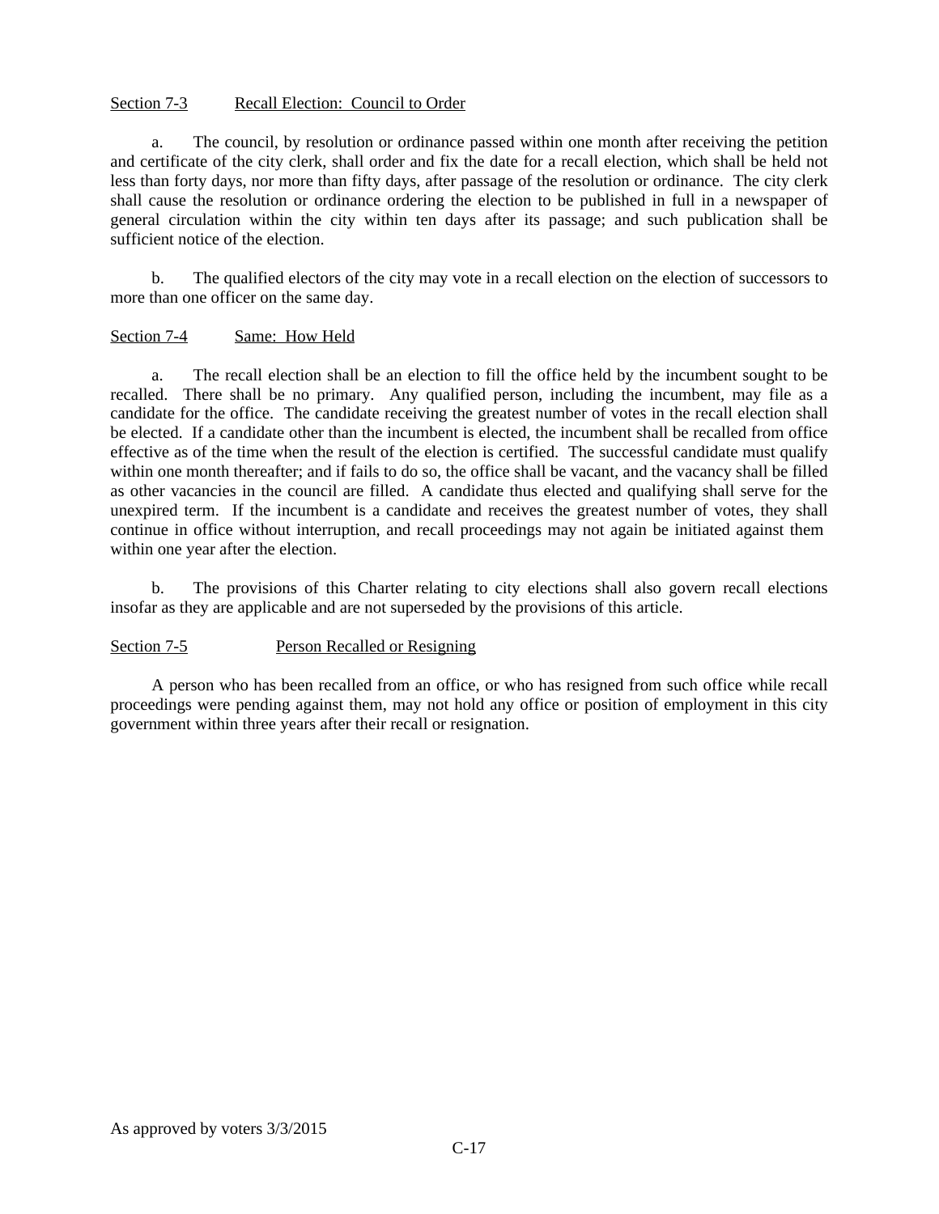Section 7-3    Recall Election: Council to Order

a. The council, by resolution or ordinance passed within one month after receiving the petition and certificate of the city clerk, shall order and fix the date for a recall election, which shall be held not less than forty days, nor more than fifty days, after passage of the resolution or ordinance. The city clerk shall cause the resolution or ordinance ordering the election to be published in full in a newspaper of general circulation within the city within ten days after its passage; and such publication shall be sufficient notice of the election.

b. The qualified electors of the city may vote in a recall election on the election of successors to more than one officer on the same day.

Section 7-4    Same: How Held

a. The recall election shall be an election to fill the office held by the incumbent sought to be recalled. There shall be no primary. Any qualified person, including the incumbent, may file as a candidate for the office. The candidate receiving the greatest number of votes in the recall election shall be elected. If a candidate other than the incumbent is elected, the incumbent shall be recalled from office effective as of the time when the result of the election is certified. The successful candidate must qualify within one month thereafter; and if fails to do so, the office shall be vacant, and the vacancy shall be filled as other vacancies in the council are filled. A candidate thus elected and qualifying shall serve for the unexpired term. If the incumbent is a candidate and receives the greatest number of votes, they shall continue in office without interruption, and recall proceedings may not again be initiated against them within one year after the election.

b. The provisions of this Charter relating to city elections shall also govern recall elections insofar as they are applicable and are not superseded by the provisions of this article.

Section 7-5    Person Recalled or Resigning

A person who has been recalled from an office, or who has resigned from such office while recall proceedings were pending against them, may not hold any office or position of employment in this city government within three years after their recall or resignation.

As approved by voters 3/3/2015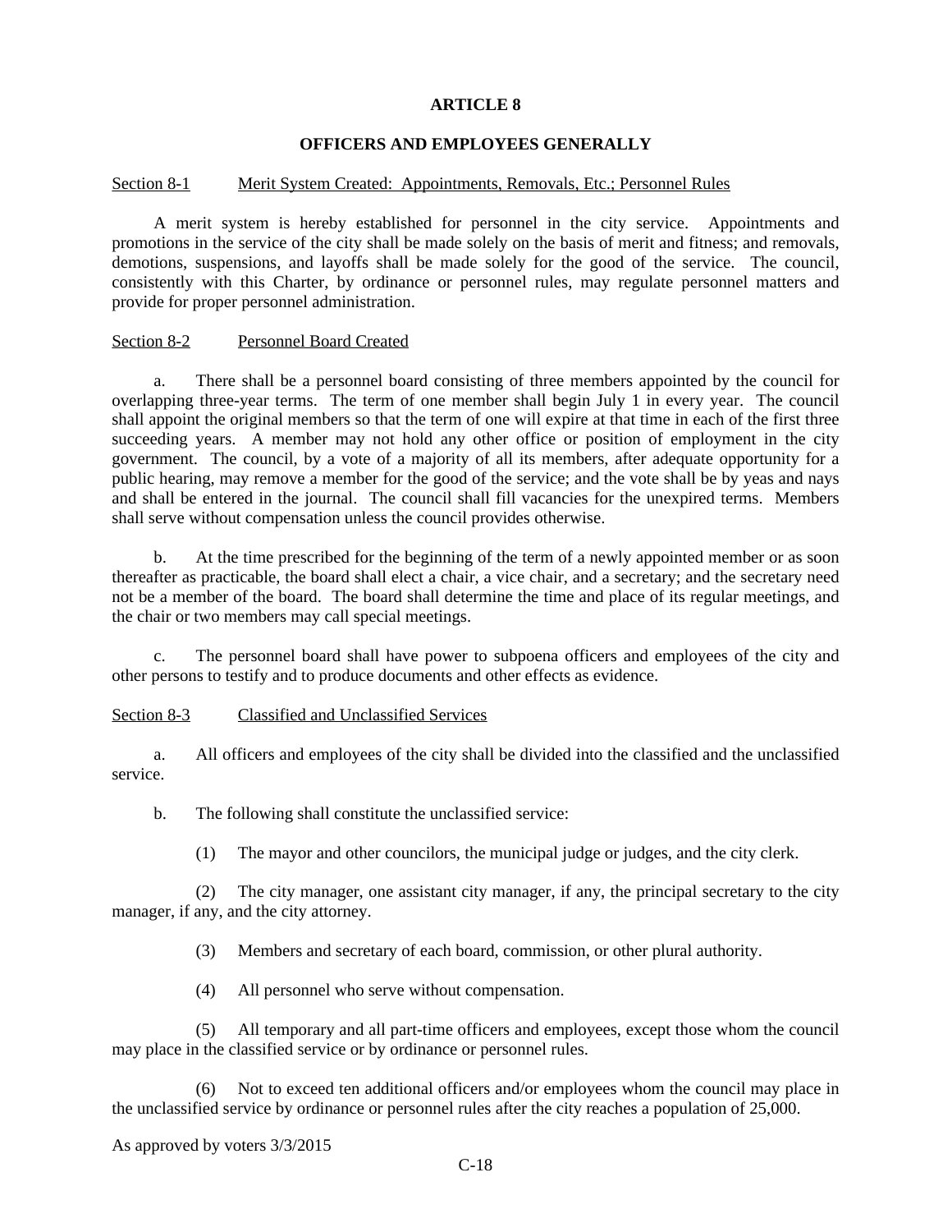# ARTICLE 8

## OFFICERS AND EMPLOYEES GENERALLY

### Section 8-1 Merit System Created: Appointments, Removals, Etc.; Personnel Rules

A merit system is hereby established for personnel in the city service. Appointments and promotions in the service of the city shall be made solely on the basis of merit and fitness; and removals, demotions, suspensions, and layoffs shall be made solely for the good of the service. The council, consistently with this Charter, by ordinance or personnel rules, may regulate personnel matters and provide for proper personnel administration.

### Section 8-2 Personnel Board Created

a. There shall be a personnel board consisting of three members appointed by the council for overlapping three-year terms. The term of one member shall begin July 1 in every year. The council shall appoint the original members so that the term of one will expire at that time in each of the first three succeeding years. A member may not hold any other office or position of employment in the city government. The council, by a vote of a majority of all its members, after adequate opportunity for a public hearing, may remove a member for the good of the service; and the vote shall be by yeas and nays and shall be entered in the journal. The council shall fill vacancies for the unexpired terms. Members shall serve without compensation unless the council provides otherwise.

b. At the time prescribed for the beginning of the term of a newly appointed member or as soon thereafter as practicable, the board shall elect a chair, a vice chair, and a secretary; and the secretary need not be a member of the board. The board shall determine the time and place of its regular meetings, and the chair or two members may call special meetings.

c. The personnel board shall have power to subpoena officers and employees of the city and other persons to testify and to produce documents and other effects as evidence.

### Section 8-3 Classified and Unclassified Services

a. All officers and employees of the city shall be divided into the classified and the unclassified service.

b. The following shall constitute the unclassified service:

(1) The mayor and other councilors, the municipal judge or judges, and the city clerk.

(2) The city manager, one assistant city manager, if any, the principal secretary to the city manager, if any, and the city attorney.

(3) Members and secretary of each board, commission, or other plural authority.

(4) All personnel who serve without compensation.

(5) All temporary and all part-time officers and employees, except those whom the council may place in the classified service or by ordinance or personnel rules.

(6) Not to exceed ten additional officers and/or employees whom the council may place in the unclassified service by ordinance or personnel rules after the city reaches a population of 25,000.

As approved by voters 3/3/2015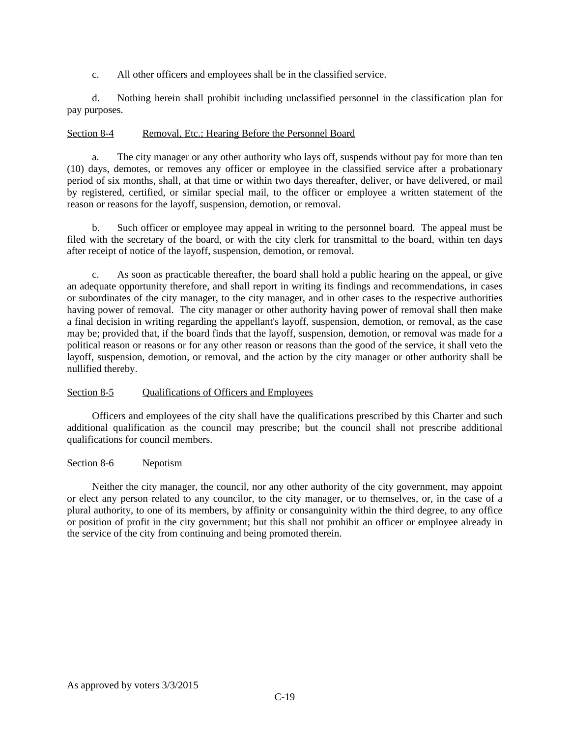c. All other officers and employees shall be in the classified service.

d. Nothing herein shall prohibit including unclassified personnel in the classification plan for pay purposes.

## Section 8-4 Removal, Etc.; Hearing Before the Personnel Board

a. The city manager or any other authority who lays off, suspends without pay for more than ten (10) days, demotes, or removes any officer or employee in the classified service after a probationary period of six months, shall, at that time or within two days thereafter, deliver, or have delivered, or mail by registered, certified, or similar special mail, to the officer or employee a written statement of the reason or reasons for the layoff, suspension, demotion, or removal.

b. Such officer or employee may appeal in writing to the personnel board. The appeal must be filed with the secretary of the board, or with the city clerk for transmittal to the board, within ten days after receipt of notice of the layoff, suspension, demotion, or removal.

c. As soon as practicable thereafter, the board shall hold a public hearing on the appeal, or give an adequate opportunity therefore, and shall report in writing its findings and recommendations, in cases or subordinates of the city manager, to the city manager, and in other cases to the respective authorities having power of removal. The city manager or other authority having power of removal shall then make a final decision in writing regarding the appellant's layoff, suspension, demotion, or removal, as the case may be; provided that, if the board finds that the layoff, suspension, demotion, or removal was made for a political reason or reasons or for any other reason or reasons than the good of the service, it shall veto the layoff, suspension, demotion, or removal, and the action by the city manager or other authority shall be nullified thereby.

## Section 8-5 Qualifications of Officers and Employees

Officers and employees of the city shall have the qualifications prescribed by this Charter and such additional qualification as the council may prescribe; but the council shall not prescribe additional qualifications for council members.

## Section 8-6 Nepotism

Neither the city manager, the council, nor any other authority of the city government, may appoint or elect any person related to any councilor, to the city manager, or to themselves, or, in the case of a plural authority, to one of its members, by affinity or consanguinity within the third degree, to any office or position of profit in the city government; but this shall not prohibit an officer or employee already in the service of the city from continuing and being promoted therein.

As approved by voters 3/3/2015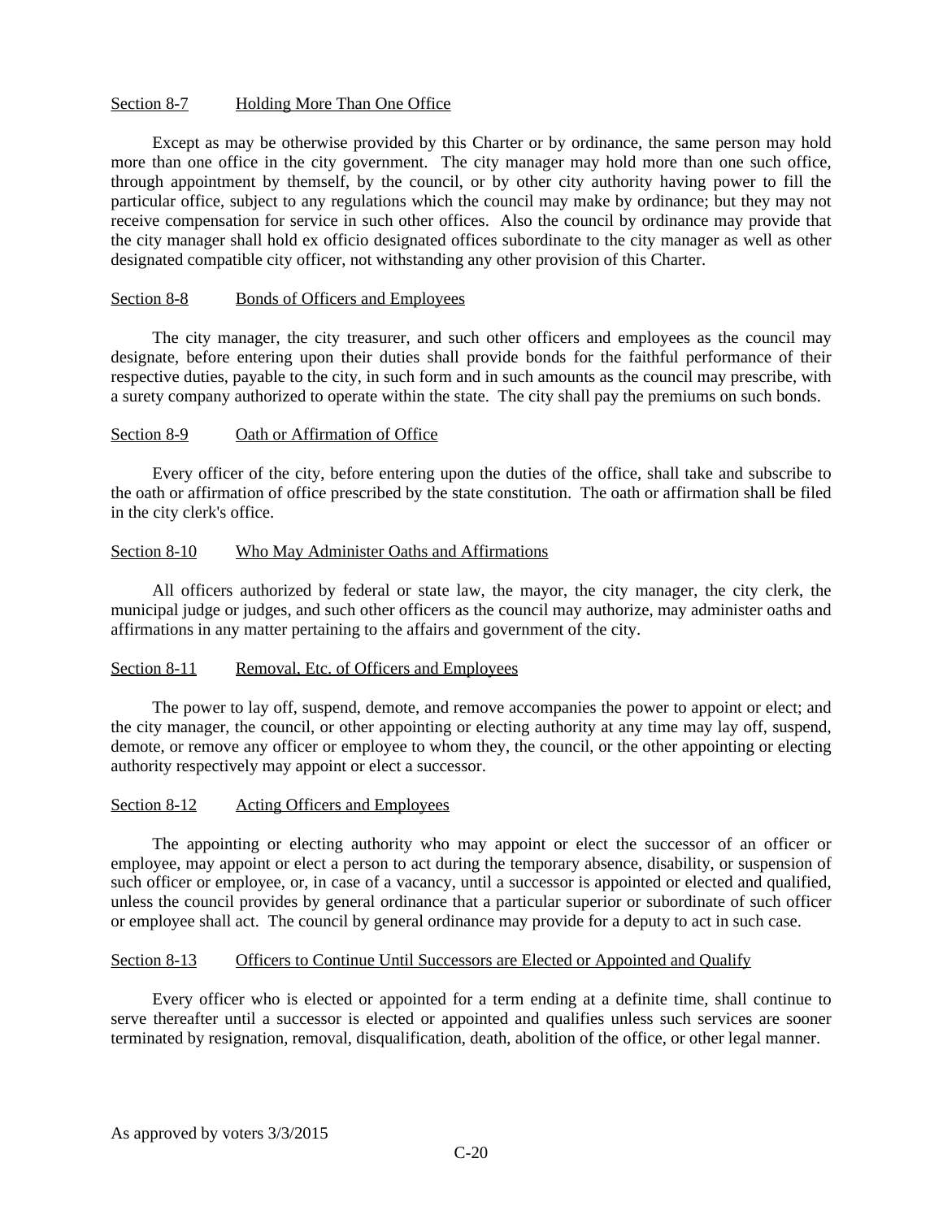Section 8-7 Holding More Than One Office

Except as may be otherwise provided by this Charter or by ordinance, the same person may hold more than one office in the city government. The city manager may hold more than one such office, through appointment by themself, by the council, or by other city authority having power to fill the particular office, subject to any regulations which the council may make by ordinance; but they may not receive compensation for service in such other offices. Also the council by ordinance may provide that the city manager shall hold ex officio designated offices subordinate to the city manager as well as other designated compatible city officer, not withstanding any other provision of this Charter.

Section 8-8 Bonds of Officers and Employees

The city manager, the city treasurer, and such other officers and employees as the council may designate, before entering upon their duties shall provide bonds for the faithful performance of their respective duties, payable to the city, in such form and in such amounts as the council may prescribe, with a surety company authorized to operate within the state. The city shall pay the premiums on such bonds.

Section 8-9 Oath or Affirmation of Office

Every officer of the city, before entering upon the duties of the office, shall take and subscribe to the oath or affirmation of office prescribed by the state constitution. The oath or affirmation shall be filed in the city clerk's office.

Section 8-10 Who May Administer Oaths and Affirmations

All officers authorized by federal or state law, the mayor, the city manager, the city clerk, the municipal judge or judges, and such other officers as the council may authorize, may administer oaths and affirmations in any matter pertaining to the affairs and government of the city.

Section 8-11 Removal, Etc. of Officers and Employees

The power to lay off, suspend, demote, and remove accompanies the power to appoint or elect; and the city manager, the council, or other appointing or electing authority at any time may lay off, suspend, demote, or remove any officer or employee to whom they, the council, or the other appointing or electing authority respectively may appoint or elect a successor.

Section 8-12 Acting Officers and Employees

The appointing or electing authority who may appoint or elect the successor of an officer or employee, may appoint or elect a person to act during the temporary absence, disability, or suspension of such officer or employee, or, in case of a vacancy, until a successor is appointed or elected and qualified, unless the council provides by general ordinance that a particular superior or subordinate of such officer or employee shall act. The council by general ordinance may provide for a deputy to act in such case.

Section 8-13 Officers to Continue Until Successors are Elected or Appointed and Qualify

Every officer who is elected or appointed for a term ending at a definite time, shall continue to serve thereafter until a successor is elected or appointed and qualifies unless such services are sooner terminated by resignation, removal, disqualification, death, abolition of the office, or other legal manner.

As approved by voters 3/3/2015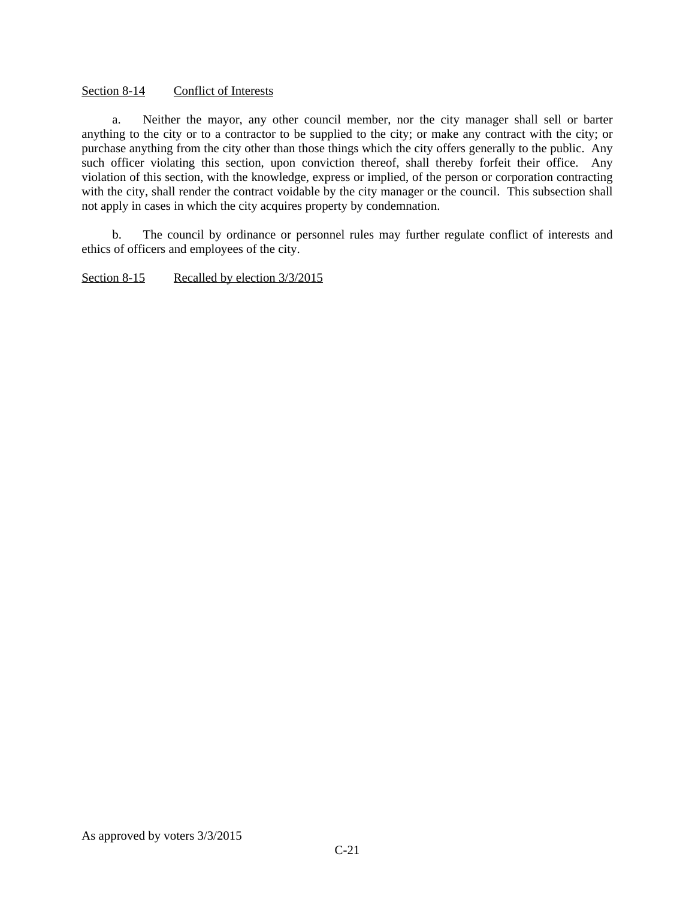## Section 8-14 Conflict of Interests

a. Neither the mayor, any other council member, nor the city manager shall sell or barter anything to the city or to a contractor to be supplied to the city; or make any contract with the city; or purchase anything from the city other than those things which the city offers generally to the public. Any such officer violating this section, upon conviction thereof, shall thereby forfeit their office. Any violation of this section, with the knowledge, express or implied, of the person or corporation contracting with the city, shall render the contract voidable by the city manager or the council. This subsection shall not apply in cases in which the city acquires property by condemnation.

b. The council by ordinance or personnel rules may further regulate conflict of interests and ethics of officers and employees of the city.

## Section 8-15 Recalled by election 3/3/2015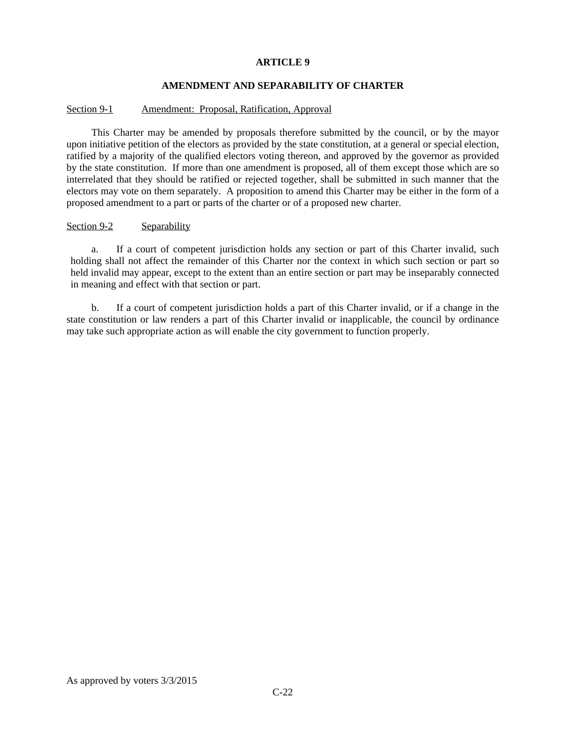# ARTICLE 9

## AMENDMENT AND SEPARABILITY OF CHARTER

Section 9-1 Amendment: Proposal, Ratification, Approval

This Charter may be amended by proposals therefore submitted by the council, or by the mayor upon initiative petition of the electors as provided by the state constitution, at a general or special election, ratified by a majority of the qualified electors voting thereon, and approved by the governor as provided by the state constitution. If more than one amendment is proposed, all of them except those which are so interrelated that they should be ratified or rejected together, shall be submitted in such manner that the electors may vote on them separately. A proposition to amend this Charter may be either in the form of a proposed amendment to a part or parts of the charter or of a proposed new charter.

Section 9-2 Separability

a. If a court of competent jurisdiction holds any section or part of this Charter invalid, such holding shall not affect the remainder of this Charter nor the context in which such section or part so held invalid may appear, except to the extent than an entire section or part may be inseparably connected in meaning and effect with that section or part.

b. If a court of competent jurisdiction holds a part of this Charter invalid, or if a change in the state constitution or law renders a part of this Charter invalid or inapplicable, the council by ordinance may take such appropriate action as will enable the city government to function properly.

As approved by voters 3/3/2015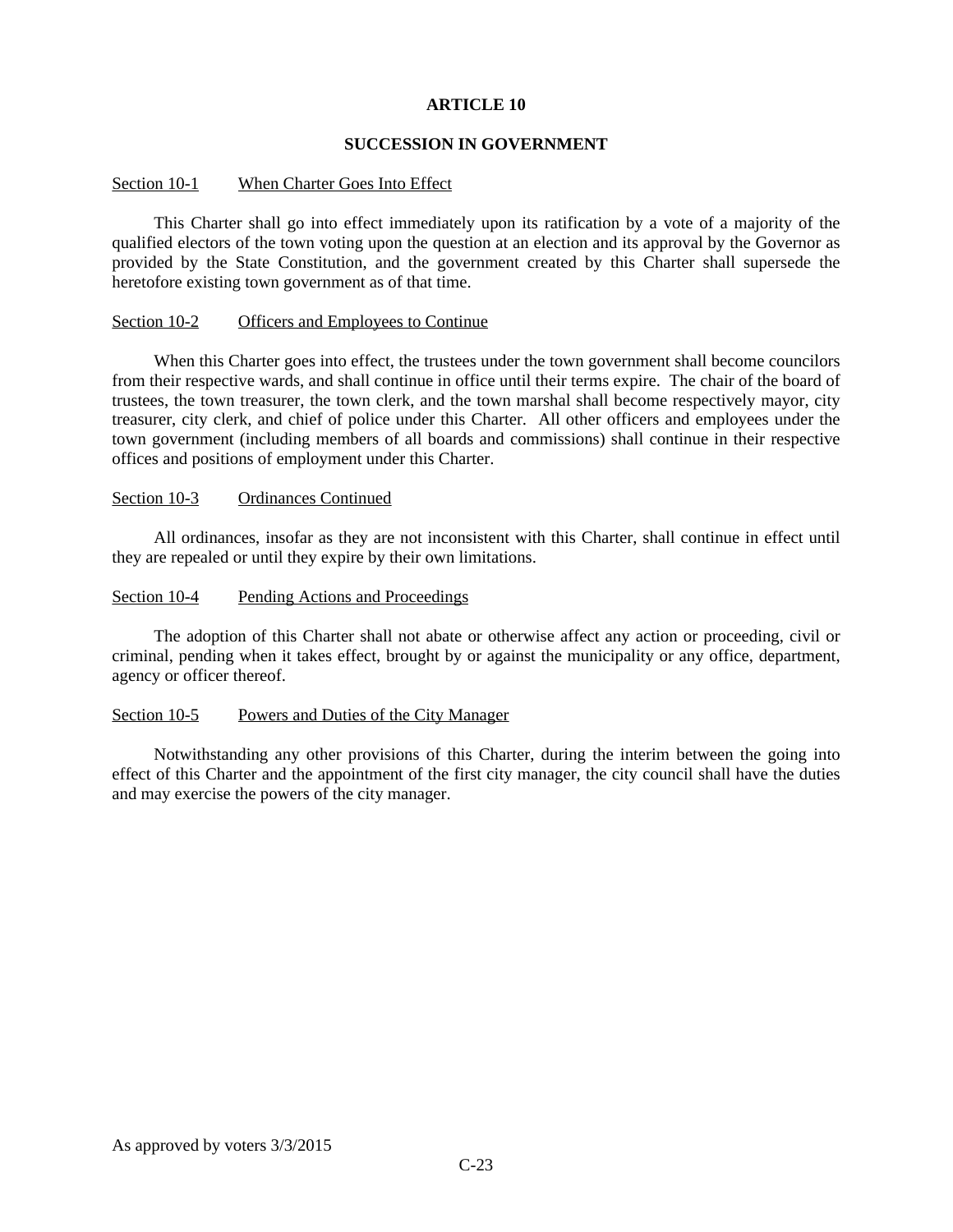## ARTICLE 10

## SUCCESSION IN GOVERNMENT

Section 10-1 When Charter Goes Into Effect

This Charter shall go into effect immediately upon its ratification by a vote of a majority of the qualified electors of the town voting upon the question at an election and its approval by the Governor as provided by the State Constitution, and the government created by this Charter shall supersede the heretofore existing town government as of that time.

Section 10-2 Officers and Employees to Continue

When this Charter goes into effect, the trustees under the town government shall become councilors from their respective wards, and shall continue in office until their terms expire. The chair of the board of trustees, the town treasurer, the town clerk, and the town marshal shall become respectively mayor, city treasurer, city clerk, and chief of police under this Charter. All other officers and employees under the town government (including members of all boards and commissions) shall continue in their respective offices and positions of employment under this Charter.

Section 10-3 Ordinances Continued

All ordinances, insofar as they are not inconsistent with this Charter, shall continue in effect until they are repealed or until they expire by their own limitations.

Section 10-4 Pending Actions and Proceedings

The adoption of this Charter shall not abate or otherwise affect any action or proceeding, civil or criminal, pending when it takes effect, brought by or against the municipality or any office, department, agency or officer thereof.

Section 10-5 Powers and Duties of the City Manager

Notwithstanding any other provisions of this Charter, during the interim between the going into effect of this Charter and the appointment of the first city manager, the city council shall have the duties and may exercise the powers of the city manager.

As approved by voters 3/3/2015